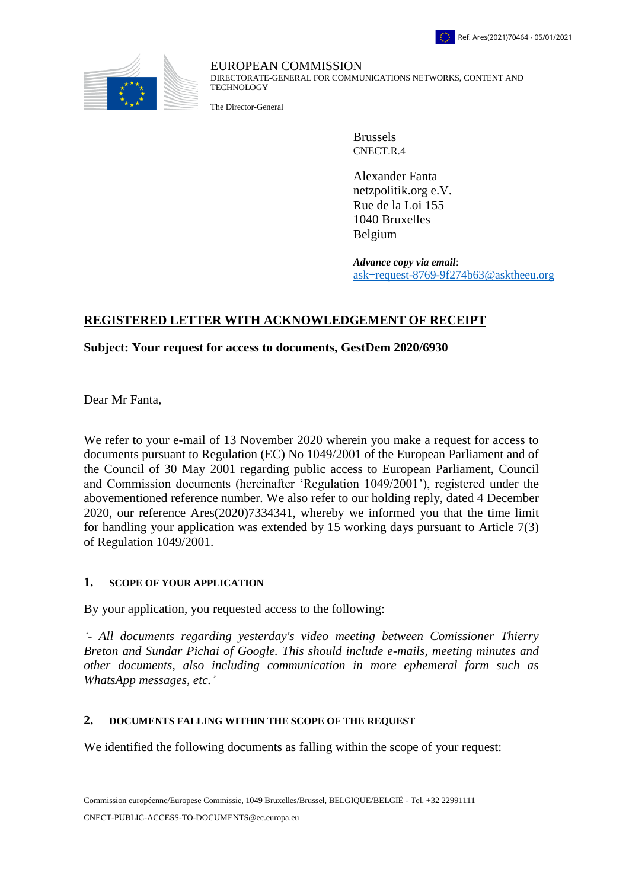Ref. Ares(2021)70464 - 05/01/2021

EUROPEAN COMMISSION
DIRECTORATE-GENERAL FOR COMMUNICATIONS NETWORKS, CONTENT AND TECHNOLOGY

The Director-General

Brussels
CNECT.R.4

Alexander Fanta
netzpolitik.org e.V.
Rue de la Loi 155
1040 Bruxelles
Belgium

***Advance copy via email***:
ask+request-8769-9f274b63@asktheeu.org

**REGISTERED LETTER WITH ACKNOWLEDGEMENT OF RECEIPT**

**Subject: Your request for access to documents, GestDem 2020/6930**

Dear Mr Fanta,

We refer to your e-mail of 13 November 2020 wherein you make a request for access to documents pursuant to Regulation (EC) No 1049/2001 of the European Parliament and of the Council of 30 May 2001 regarding public access to European Parliament, Council and Commission documents (hereinafter 'Regulation 1049/2001'), registered under the abovementioned reference number. We also refer to our holding reply, dated 4 December 2020, our reference Ares(2020)7334341, whereby we informed you that the time limit for handling your application was extended by 15 working days pursuant to Article 7(3) of Regulation 1049/2001.

## 1. SCOPE OF YOUR APPLICATION

By your application, you requested access to the following:

*'- All documents regarding yesterday's video meeting between Comissioner Thierry Breton and Sundar Pichai of Google. This should include e-mails, meeting minutes and other documents, also including communication in more ephemeral form such as WhatsApp messages, etc.'*

## 2. DOCUMENTS FALLING WITHIN THE SCOPE OF THE REQUEST

We identified the following documents as falling within the scope of your request:

Commission européenne/Europese Commissie, 1049 Bruxelles/Brussel, BELGIQUE/BELGIË - Tel. +32 22991111
CNECT-PUBLIC-ACCESS-TO-DOCUMENTS@ec.europa.eu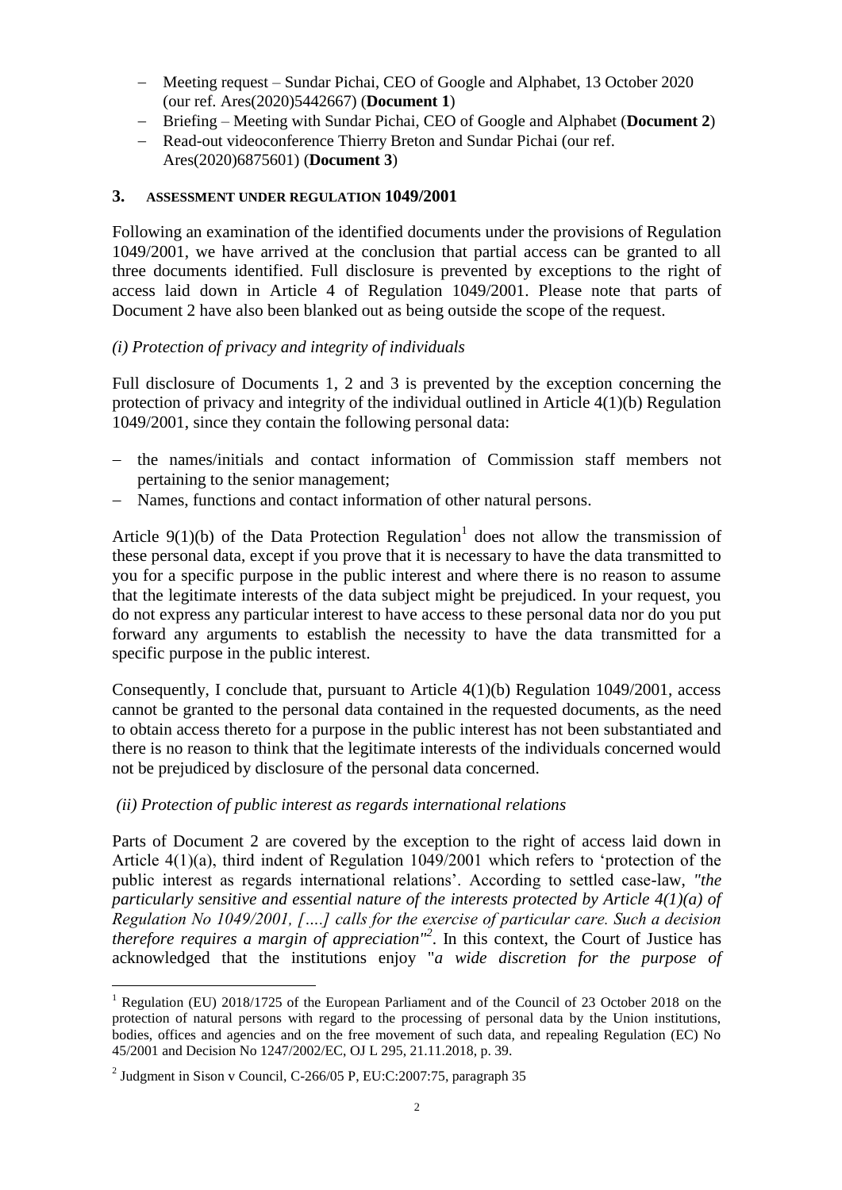- Meeting request – Sundar Pichai, CEO of Google and Alphabet, 13 October 2020 (our ref. Ares(2020)5442667) (**Document 1**)
- Briefing – Meeting with Sundar Pichai, CEO of Google and Alphabet (**Document 2**)
- Read-out videoconference Thierry Breton and Sundar Pichai (our ref. Ares(2020)6875601) (**Document 3**)

## 3. ASSESSMENT UNDER REGULATION 1049/2001

Following an examination of the identified documents under the provisions of Regulation 1049/2001, we have arrived at the conclusion that partial access can be granted to all three documents identified. Full disclosure is prevented by exceptions to the right of access laid down in Article 4 of Regulation 1049/2001. Please note that parts of Document 2 have also been blanked out as being outside the scope of the request.

### *(i) Protection of privacy and integrity of individuals*

Full disclosure of Documents 1, 2 and 3 is prevented by the exception concerning the protection of privacy and integrity of the individual outlined in Article 4(1)(b) Regulation 1049/2001, since they contain the following personal data:

- the names/initials and contact information of Commission staff members not pertaining to the senior management;
- Names, functions and contact information of other natural persons.

Article 9(1)(b) of the Data Protection Regulation[1] does not allow the transmission of these personal data, except if you prove that it is necessary to have the data transmitted to you for a specific purpose in the public interest and where there is no reason to assume that the legitimate interests of the data subject might be prejudiced. In your request, you do not express any particular interest to have access to these personal data nor do you put forward any arguments to establish the necessity to have the data transmitted for a specific purpose in the public interest.

Consequently, I conclude that, pursuant to Article 4(1)(b) Regulation 1049/2001, access cannot be granted to the personal data contained in the requested documents, as the need to obtain access thereto for a purpose in the public interest has not been substantiated and there is no reason to think that the legitimate interests of the individuals concerned would not be prejudiced by disclosure of the personal data concerned.

### *(ii) Protection of public interest as regards international relations*

Parts of Document 2 are covered by the exception to the right of access laid down in Article 4(1)(a), third indent of Regulation 1049/2001 which refers to 'protection of the public interest as regards international relations'. According to settled case-law, *"the particularly sensitive and essential nature of the interests protected by Article 4(1)(a) of Regulation No 1049/2001, [….] calls for the exercise of particular care. Such a decision therefore requires a margin of appreciation"*[2]. In this context, the Court of Justice has acknowledged that the institutions enjoy "*a wide discretion for the purpose of*

---

[1] Regulation (EU) 2018/1725 of the European Parliament and of the Council of 23 October 2018 on the protection of natural persons with regard to the processing of personal data by the Union institutions, bodies, offices and agencies and on the free movement of such data, and repealing Regulation (EC) No 45/2001 and Decision No 1247/2002/EC, OJ L 295, 21.11.2018, p. 39.

[2] Judgment in Sison v Council, C-266/05 P, EU:C:2007:75, paragraph 35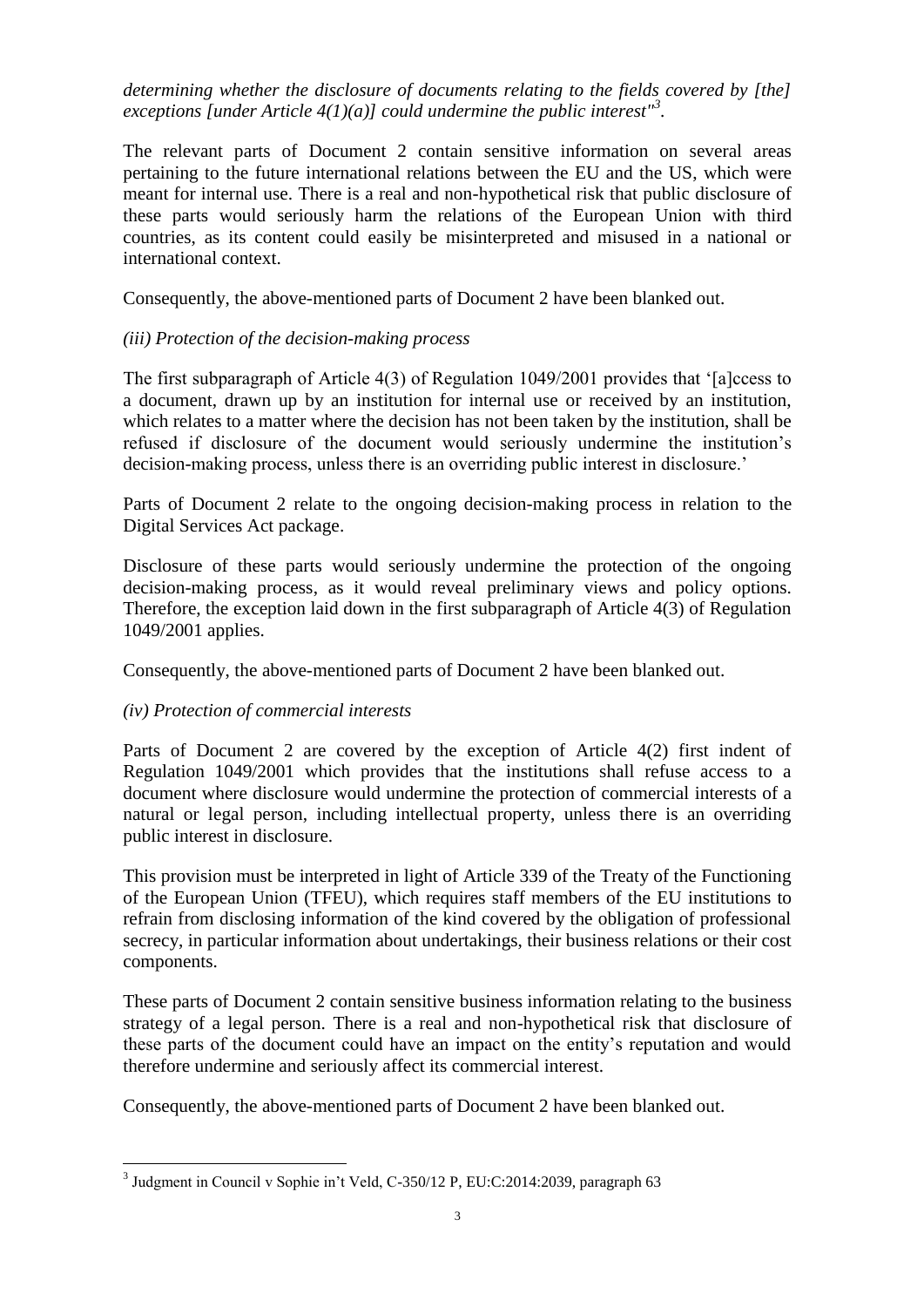*determining whether the disclosure of documents relating to the fields covered by [the] exceptions [under Article 4(1)(a)] could undermine the public interest"*[3].

The relevant parts of Document 2 contain sensitive information on several areas pertaining to the future international relations between the EU and the US, which were meant for internal use. There is a real and non-hypothetical risk that public disclosure of these parts would seriously harm the relations of the European Union with third countries, as its content could easily be misinterpreted and misused in a national or international context.

Consequently, the above-mentioned parts of Document 2 have been blanked out.

*(iii) Protection of the decision-making process*

The first subparagraph of Article 4(3) of Regulation 1049/2001 provides that '[a]ccess to a document, drawn up by an institution for internal use or received by an institution, which relates to a matter where the decision has not been taken by the institution, shall be refused if disclosure of the document would seriously undermine the institution's decision-making process, unless there is an overriding public interest in disclosure.'

Parts of Document 2 relate to the ongoing decision-making process in relation to the Digital Services Act package.

Disclosure of these parts would seriously undermine the protection of the ongoing decision-making process, as it would reveal preliminary views and policy options. Therefore, the exception laid down in the first subparagraph of Article 4(3) of Regulation 1049/2001 applies.

Consequently, the above-mentioned parts of Document 2 have been blanked out.

*(iv) Protection of commercial interests*

Parts of Document 2 are covered by the exception of Article 4(2) first indent of Regulation 1049/2001 which provides that the institutions shall refuse access to a document where disclosure would undermine the protection of commercial interests of a natural or legal person, including intellectual property, unless there is an overriding public interest in disclosure.

This provision must be interpreted in light of Article 339 of the Treaty of the Functioning of the European Union (TFEU), which requires staff members of the EU institutions to refrain from disclosing information of the kind covered by the obligation of professional secrecy, in particular information about undertakings, their business relations or their cost components.

These parts of Document 2 contain sensitive business information relating to the business strategy of a legal person. There is a real and non-hypothetical risk that disclosure of these parts of the document could have an impact on the entity's reputation and would therefore undermine and seriously affect its commercial interest.

Consequently, the above-mentioned parts of Document 2 have been blanked out.

---

[3] Judgment in Council v Sophie in't Veld, C-350/12 P, EU:C:2014:2039, paragraph 63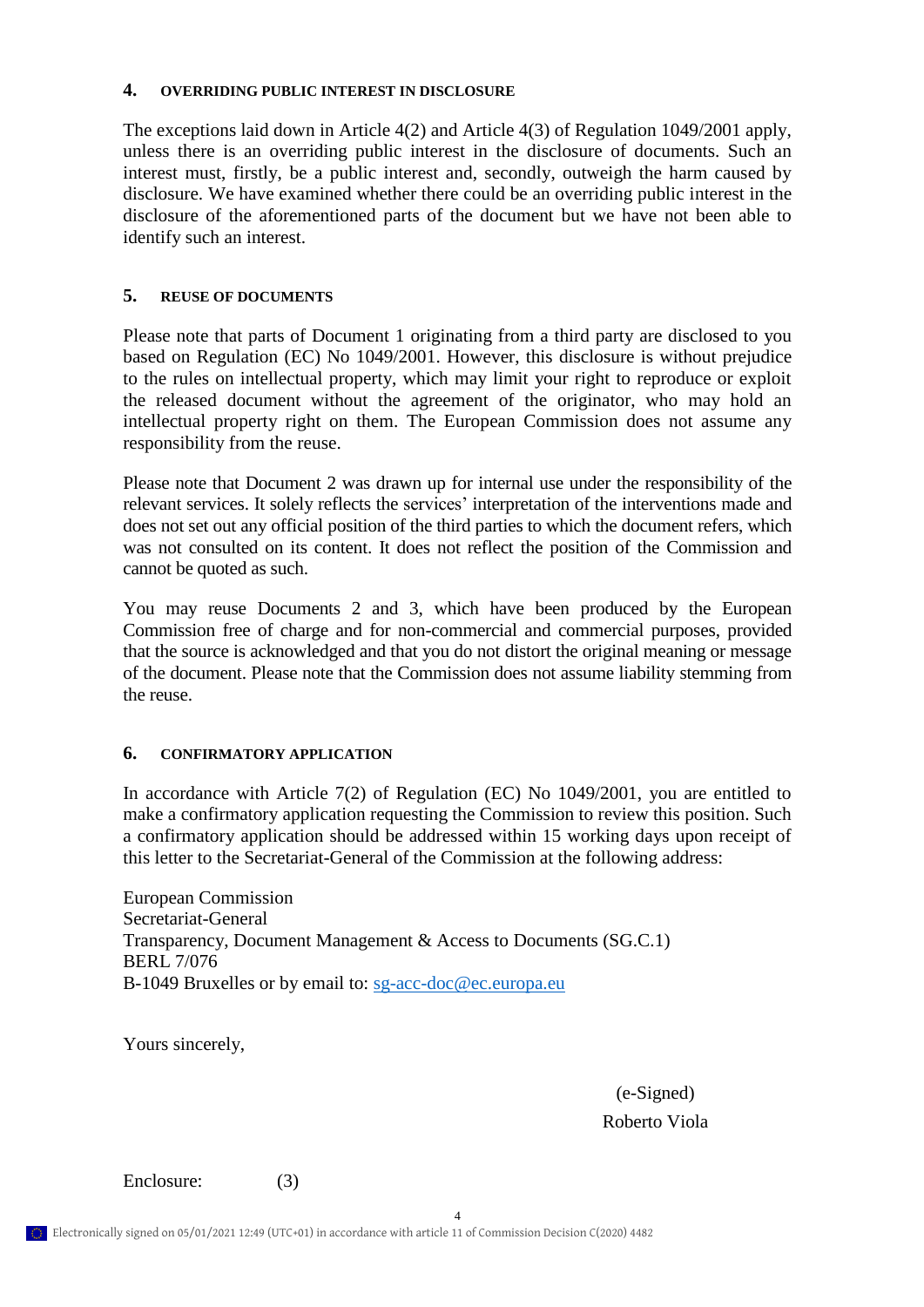## 4. OVERRIDING PUBLIC INTEREST IN DISCLOSURE

The exceptions laid down in Article 4(2) and Article 4(3) of Regulation 1049/2001 apply, unless there is an overriding public interest in the disclosure of documents. Such an interest must, firstly, be a public interest and, secondly, outweigh the harm caused by disclosure. We have examined whether there could be an overriding public interest in the disclosure of the aforementioned parts of the document but we have not been able to identify such an interest.

## 5. REUSE OF DOCUMENTS

Please note that parts of Document 1 originating from a third party are disclosed to you based on Regulation (EC) No 1049/2001. However, this disclosure is without prejudice to the rules on intellectual property, which may limit your right to reproduce or exploit the released document without the agreement of the originator, who may hold an intellectual property right on them. The European Commission does not assume any responsibility from the reuse.

Please note that Document 2 was drawn up for internal use under the responsibility of the relevant services. It solely reflects the services' interpretation of the interventions made and does not set out any official position of the third parties to which the document refers, which was not consulted on its content. It does not reflect the position of the Commission and cannot be quoted as such.

You may reuse Documents 2 and 3, which have been produced by the European Commission free of charge and for non-commercial and commercial purposes, provided that the source is acknowledged and that you do not distort the original meaning or message of the document. Please note that the Commission does not assume liability stemming from the reuse.

## 6. CONFIRMATORY APPLICATION

In accordance with Article 7(2) of Regulation (EC) No 1049/2001, you are entitled to make a confirmatory application requesting the Commission to review this position. Such a confirmatory application should be addressed within 15 working days upon receipt of this letter to the Secretariat-General of the Commission at the following address:

European Commission
Secretariat-General
Transparency, Document Management & Access to Documents (SG.C.1)
BERL 7/076
B-1049 Bruxelles or by email to: sg-acc-doc@ec.europa.eu

Yours sincerely,

(e-Signed)
Roberto Viola

Enclosure: (3)

Electronically signed on 05/01/2021 12:49 (UTC+01) in accordance with article 11 of Commission Decision C(2020) 4482